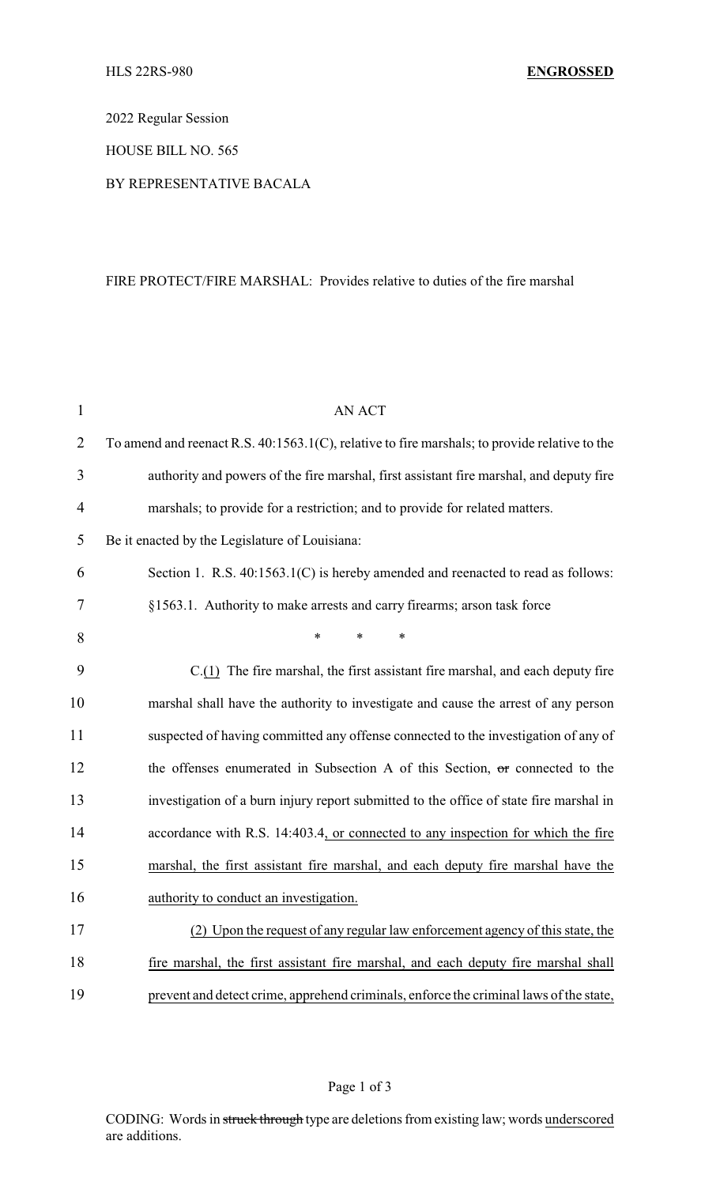HLS 22RS-980 **ENGROSSED**

2022 Regular Session

HOUSE BILL NO. 565

BY REPRESENTATIVE BACALA

FIRE PROTECT/FIRE MARSHAL: Provides relative to duties of the fire marshal

AN ACT

To amend and reenact R.S. 40:1563.1(C), relative to fire marshals; to provide relative to the authority and powers of the fire marshal, first assistant fire marshal, and deputy fire marshals; to provide for a restriction; and to provide for related matters.

Be it enacted by the Legislature of Louisiana:

Section 1. R.S. 40:1563.1(C) is hereby amended and reenacted to read as follows:

§1563.1. Authority to make arrests and carry firearms; arson task force

\* \* \*

C.<u>(1)</u> The fire marshal, the first assistant fire marshal, and each deputy fire marshal shall have the authority to investigate and cause the arrest of any person suspected of having committed any offense connected to the investigation of any of the offenses enumerated in Subsection A of this Section, ~~or~~ connected to the investigation of a burn injury report submitted to the office of state fire marshal in accordance with R.S. 14:403.4<u>, or connected to any inspection for which the fire marshal, the first assistant fire marshal, and each deputy fire marshal have the authority to conduct an investigation.</u>

<u>(2) Upon the request of any regular law enforcement agency of this state, the fire marshal, the first assistant fire marshal, and each deputy fire marshal shall prevent and detect crime, apprehend criminals, enforce the criminal laws of the state,</u>

CODING: Words in ~~struck through~~ type are deletions from existing law; words <u>underscored</u> are additions.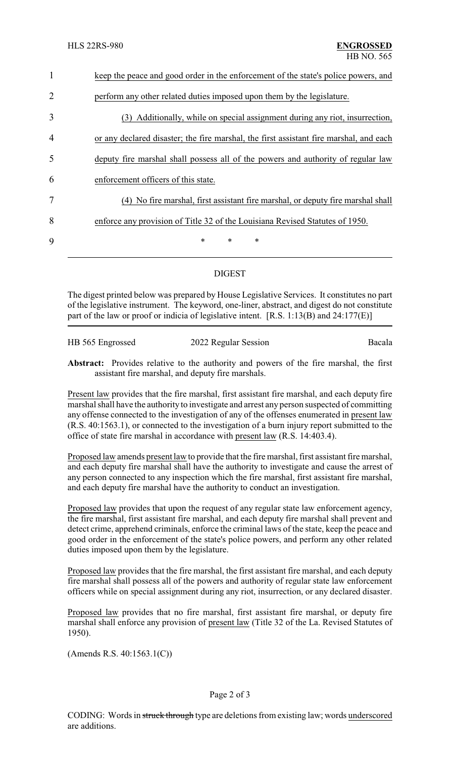keep the peace and good order in the enforcement of the state's police powers, and perform any other related duties imposed upon them by the legislature.

(3) Additionally, while on special assignment during any riot, insurrection, or any declared disaster; the fire marshal, the first assistant fire marshal, and each deputy fire marshal shall possess all of the powers and authority of regular law enforcement officers of this state.

(4) No fire marshal, first assistant fire marshal, or deputy fire marshal shall enforce any provision of Title 32 of the Louisiana Revised Statutes of 1950.

\* \* \*

---

## DIGEST

The digest printed below was prepared by House Legislative Services. It constitutes no part of the legislative instrument. The keyword, one-liner, abstract, and digest do not constitute part of the law or proof or indicia of legislative intent. [R.S. 1:13(B) and 24:177(E)]

---

HB 565 Engrossed 2022 Regular Session Bacala

**Abstract:** Provides relative to the authority and powers of the fire marshal, the first assistant fire marshal, and deputy fire marshals.

Present law provides that the fire marshal, first assistant fire marshal, and each deputy fire marshal shall have the authority to investigate and arrest any person suspected of committing any offense connected to the investigation of any of the offenses enumerated in present law (R.S. 40:1563.1), or connected to the investigation of a burn injury report submitted to the office of state fire marshal in accordance with present law (R.S. 14:403.4).

Proposed law amends present law to provide that the fire marshal, first assistant fire marshal, and each deputy fire marshal shall have the authority to investigate and cause the arrest of any person connected to any inspection which the fire marshal, first assistant fire marshal, and each deputy fire marshal have the authority to conduct an investigation.

Proposed law provides that upon the request of any regular state law enforcement agency, the fire marshal, first assistant fire marshal, and each deputy fire marshal shall prevent and detect crime, apprehend criminals, enforce the criminal laws of the state, keep the peace and good order in the enforcement of the state's police powers, and perform any other related duties imposed upon them by the legislature.

Proposed law provides that the fire marshal, the first assistant fire marshal, and each deputy fire marshal shall possess all of the powers and authority of regular state law enforcement officers while on special assignment during any riot, insurrection, or any declared disaster.

Proposed law provides that no fire marshal, first assistant fire marshal, or deputy fire marshal shall enforce any provision of present law (Title 32 of the La. Revised Statutes of 1950).

(Amends R.S. 40:1563.1(C))

CODING: Words in ~~struck through~~ type are deletions from existing law; words underscored are additions.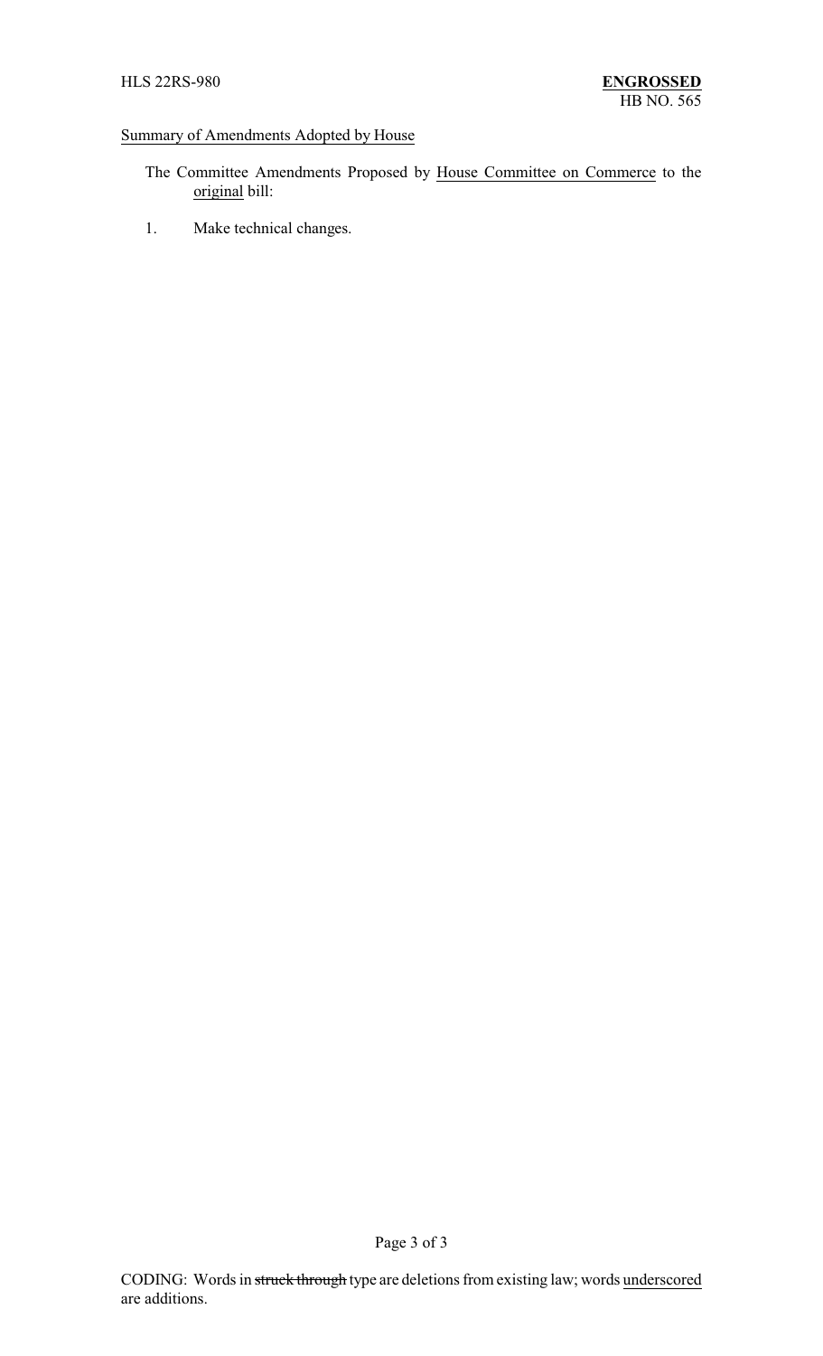Summary of Amendments Adopted by House

The Committee Amendments Proposed by House Committee on Commerce to the original bill:

1. Make technical changes.

CODING: Words in ~~struck through~~ type are deletions from existing law; words underscored are additions.